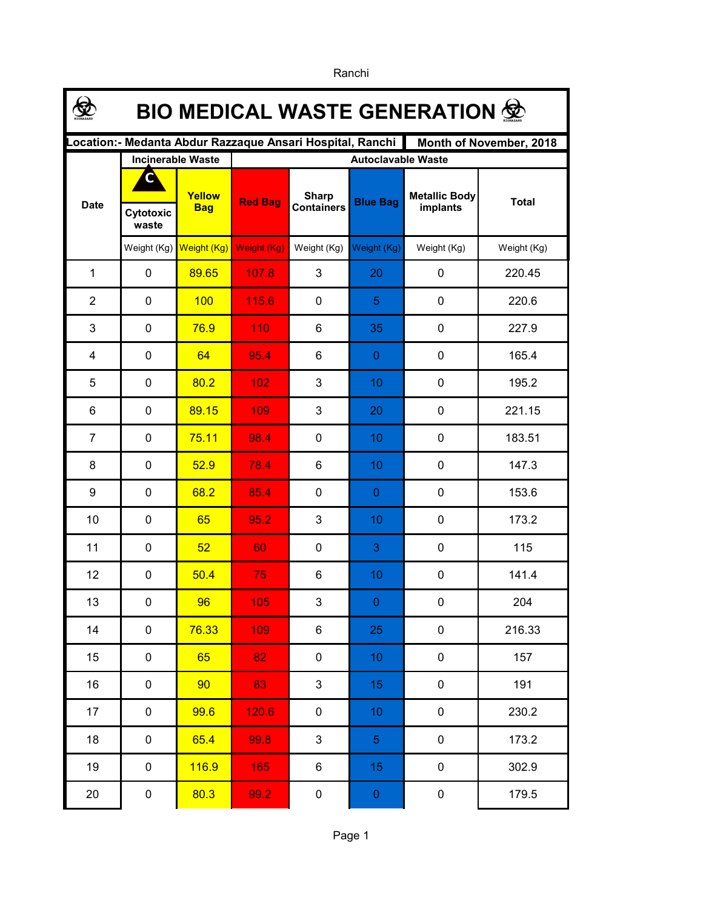Ranchi

# BIO MEDICAL WASTE GENERATION

| Location:- Medanta Abdur Razzaque Ansari Hospital, Ranchi | | | | | | | Month of November, 2018 |
|---|---|---|---|---|---|---|---|
| Date | Incinerable Waste | | Autoclavable Waste | | | | |
| | Cytotoxic waste | Yellow Bag | Red Bag | Sharp Containers | Blue Bag | Metallic Body implants | Total |
| | Weight (Kg) | Weight (Kg) | Weight (Kg) | Weight (Kg) | Weight (Kg) | Weight (Kg) | Weight (Kg) |
| 1 | 0 | 89.65 | 107.8 | 3 | 20 | 0 | 220.45 |
| 2 | 0 | 100 | 115.6 | 0 | 5 | 0 | 220.6 |
| 3 | 0 | 76.9 | 110 | 6 | 35 | 0 | 227.9 |
| 4 | 0 | 64 | 95.4 | 6 | 0 | 0 | 165.4 |
| 5 | 0 | 80.2 | 102 | 3 | 10 | 0 | 195.2 |
| 6 | 0 | 89.15 | 109 | 3 | 20 | 0 | 221.15 |
| 7 | 0 | 75.11 | 98.4 | 0 | 10 | 0 | 183.51 |
| 8 | 0 | 52.9 | 78.4 | 6 | 10 | 0 | 147.3 |
| 9 | 0 | 68.2 | 85.4 | 0 | 0 | 0 | 153.6 |
| 10 | 0 | 65 | 95.2 | 3 | 10 | 0 | 173.2 |
| 11 | 0 | 52 | 60 | 0 | 3 | 0 | 115 |
| 12 | 0 | 50.4 | 75 | 6 | 10 | 0 | 141.4 |
| 13 | 0 | 96 | 105 | 3 | 0 | 0 | 204 |
| 14 | 0 | 76.33 | 109 | 6 | 25 | 0 | 216.33 |
| 15 | 0 | 65 | 82 | 0 | 10 | 0 | 157 |
| 16 | 0 | 90 | 83 | 3 | 15 | 0 | 191 |
| 17 | 0 | 99.6 | 120.6 | 0 | 10 | 0 | 230.2 |
| 18 | 0 | 65.4 | 99.8 | 3 | 5 | 0 | 173.2 |
| 19 | 0 | 116.9 | 165 | 6 | 15 | 0 | 302.9 |
| 20 | 0 | 80.3 | 99.2 | 0 | 0 | 0 | 179.5 |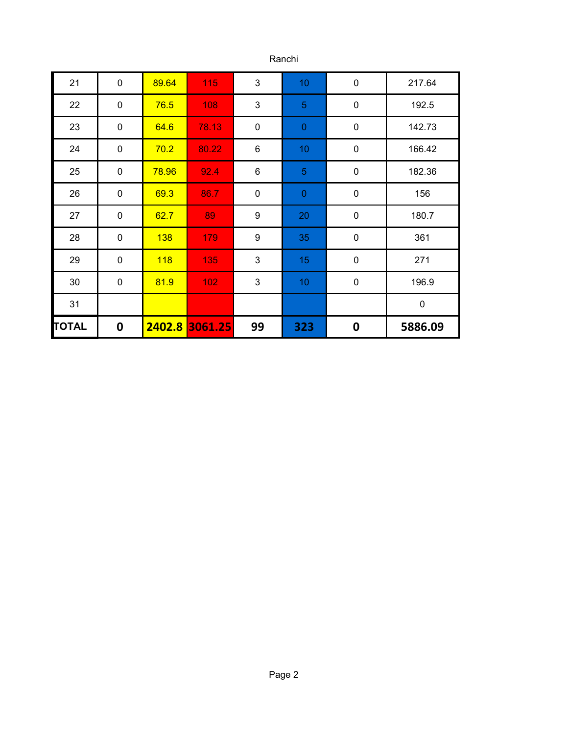Ranchi

| | | | | | | | |
|---|---|---|---|---|---|---|---|
| 21 | 0 | 89.64 | 115 | 3 | 10 | 0 | 217.64 |
| 22 | 0 | 76.5 | 108 | 3 | 5 | 0 | 192.5 |
| 23 | 0 | 64.6 | 78.13 | 0 | 0 | 0 | 142.73 |
| 24 | 0 | 70.2 | 80.22 | 6 | 10 | 0 | 166.42 |
| 25 | 0 | 78.96 | 92.4 | 6 | 5 | 0 | 182.36 |
| 26 | 0 | 69.3 | 86.7 | 0 | 0 | 0 | 156 |
| 27 | 0 | 62.7 | 89 | 9 | 20 | 0 | 180.7 |
| 28 | 0 | 138 | 179 | 9 | 35 | 0 | 361 |
| 29 | 0 | 118 | 135 | 3 | 15 | 0 | 271 |
| 30 | 0 | 81.9 | 102 | 3 | 10 | 0 | 196.9 |
| 31 | | | | | | | 0 |
| **TOTAL** | **0** | **2402.8** | **3061.25** | **99** | **323** | **0** | **5886.09** |